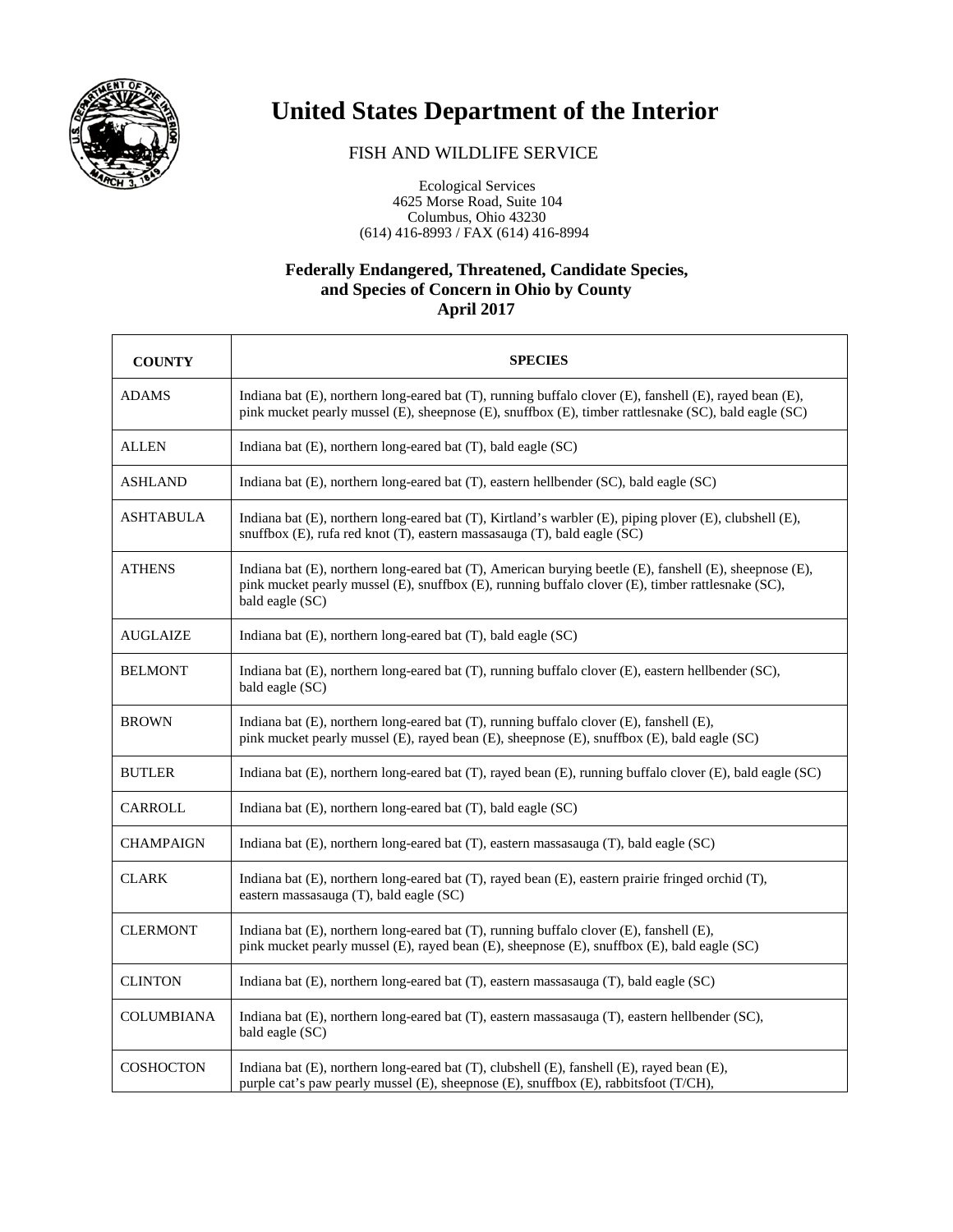# United States Department of the Interior

FISH AND WILDLIFE SERVICE

Ecological Services
4625 Morse Road, Suite 104
Columbus, Ohio 43230
(614) 416-8993 / FAX (614) 416-8994

**Federally Endangered, Threatened, Candidate Species, and Species of Concern in Ohio by County**
**April 2017**

| COUNTY | SPECIES |
|---|---|
| ADAMS | Indiana bat (E), northern long-eared bat (T), running buffalo clover (E), fanshell (E), rayed bean (E), pink mucket pearly mussel (E), sheepnose (E), snuffbox (E), timber rattlesnake (SC), bald eagle (SC) |
| ALLEN | Indiana bat (E), northern long-eared bat (T), bald eagle (SC) |
| ASHLAND | Indiana bat (E), northern long-eared bat (T), eastern hellbender (SC), bald eagle (SC) |
| ASHTABULA | Indiana bat (E), northern long-eared bat (T), Kirtland's warbler (E), piping plover (E), clubshell (E), snuffbox (E), rufa red knot (T), eastern massasauga (T), bald eagle (SC) |
| ATHENS | Indiana bat (E), northern long-eared bat (T), American burying beetle (E), fanshell (E), sheepnose (E), pink mucket pearly mussel (E), snuffbox (E), running buffalo clover (E), timber rattlesnake (SC), bald eagle (SC) |
| AUGLAIZE | Indiana bat (E), northern long-eared bat (T), bald eagle (SC) |
| BELMONT | Indiana bat (E), northern long-eared bat (T), running buffalo clover (E), eastern hellbender (SC), bald eagle (SC) |
| BROWN | Indiana bat (E), northern long-eared bat (T), running buffalo clover (E), fanshell (E), pink mucket pearly mussel (E), rayed bean (E), sheepnose (E), snuffbox (E), bald eagle (SC) |
| BUTLER | Indiana bat (E), northern long-eared bat (T), rayed bean (E), running buffalo clover (E), bald eagle (SC) |
| CARROLL | Indiana bat (E), northern long-eared bat (T), bald eagle (SC) |
| CHAMPAIGN | Indiana bat (E), northern long-eared bat (T), eastern massasauga (T), bald eagle (SC) |
| CLARK | Indiana bat (E), northern long-eared bat (T), rayed bean (E), eastern prairie fringed orchid (T), eastern massasauga (T), bald eagle (SC) |
| CLERMONT | Indiana bat (E), northern long-eared bat (T), running buffalo clover (E), fanshell (E), pink mucket pearly mussel (E), rayed bean (E), sheepnose (E), snuffbox (E), bald eagle (SC) |
| CLINTON | Indiana bat (E), northern long-eared bat (T), eastern massasauga (T), bald eagle (SC) |
| COLUMBIANA | Indiana bat (E), northern long-eared bat (T), eastern massasauga (T), eastern hellbender (SC), bald eagle (SC) |
| COSHOCTON | Indiana bat (E), northern long-eared bat (T), clubshell (E), fanshell (E), rayed bean (E), purple cat's paw pearly mussel (E), sheepnose (E), snuffbox (E), rabbitsfoot (T/CH), |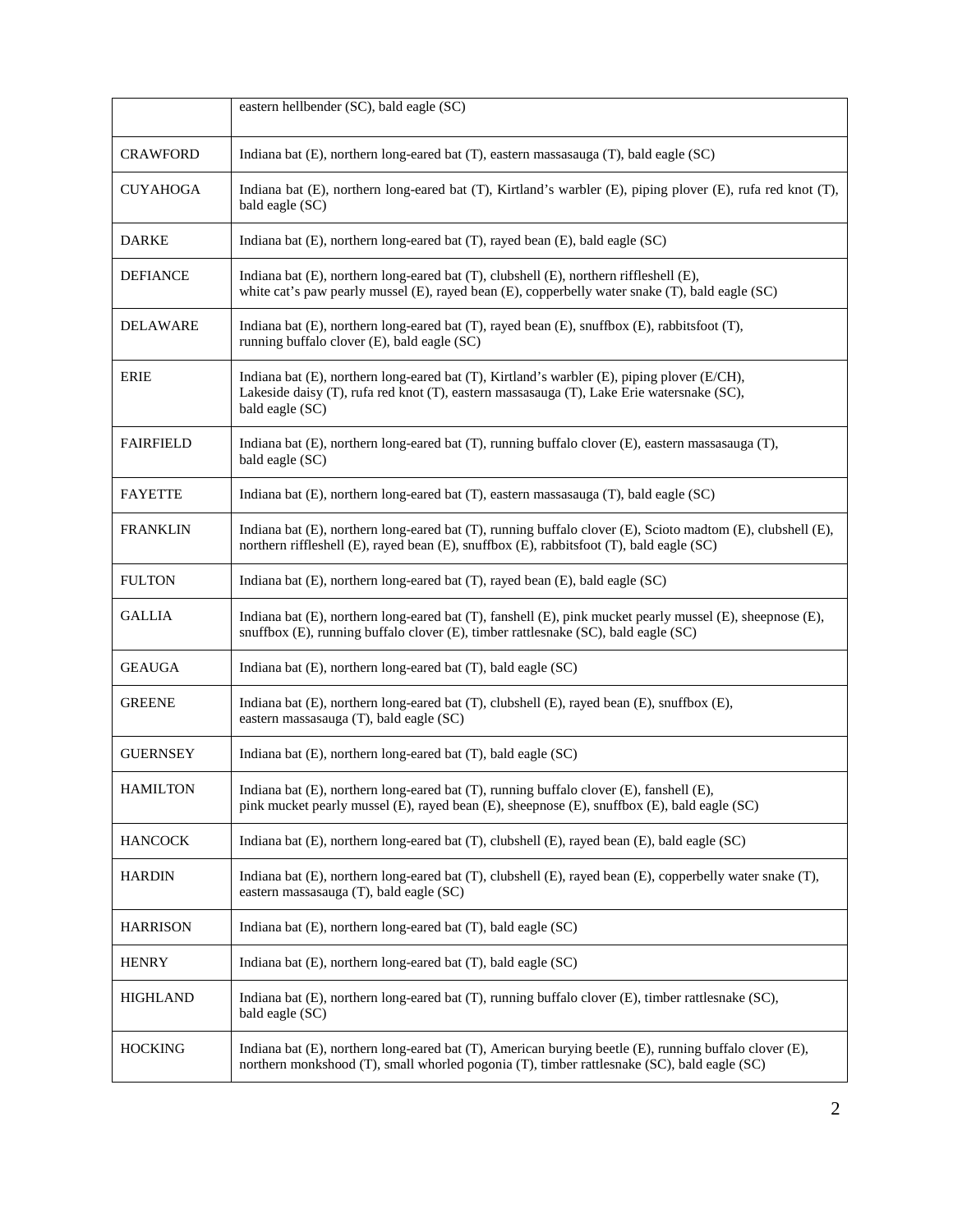| | |
|---|---|
| | eastern hellbender (SC), bald eagle (SC) |
| CRAWFORD | Indiana bat (E), northern long-eared bat (T), eastern massasauga (T), bald eagle (SC) |
| CUYAHOGA | Indiana bat (E), northern long-eared bat (T), Kirtland's warbler (E), piping plover (E), rufa red knot (T), bald eagle (SC) |
| DARKE | Indiana bat (E), northern long-eared bat (T), rayed bean (E), bald eagle (SC) |
| DEFIANCE | Indiana bat (E), northern long-eared bat (T), clubshell (E), northern riffleshell (E), white cat's paw pearly mussel (E), rayed bean (E), copperbelly water snake (T), bald eagle (SC) |
| DELAWARE | Indiana bat (E), northern long-eared bat (T), rayed bean (E), snuffbox (E), rabbitsfoot (T), running buffalo clover (E), bald eagle (SC) |
| ERIE | Indiana bat (E), northern long-eared bat (T), Kirtland's warbler (E), piping plover (E/CH), Lakeside daisy (T), rufa red knot (T), eastern massasauga (T), Lake Erie watersnake (SC), bald eagle (SC) |
| FAIRFIELD | Indiana bat (E), northern long-eared bat (T), running buffalo clover (E), eastern massasauga (T), bald eagle (SC) |
| FAYETTE | Indiana bat (E), northern long-eared bat (T), eastern massasauga (T), bald eagle (SC) |
| FRANKLIN | Indiana bat (E), northern long-eared bat (T), running buffalo clover (E), Scioto madtom (E), clubshell (E), northern riffleshell (E), rayed bean (E), snuffbox (E), rabbitsfoot (T), bald eagle (SC) |
| FULTON | Indiana bat (E), northern long-eared bat (T), rayed bean (E), bald eagle (SC) |
| GALLIA | Indiana bat (E), northern long-eared bat (T), fanshell (E), pink mucket pearly mussel (E), sheepnose (E), snuffbox (E), running buffalo clover (E), timber rattlesnake (SC), bald eagle (SC) |
| GEAUGA | Indiana bat (E), northern long-eared bat (T), bald eagle (SC) |
| GREENE | Indiana bat (E), northern long-eared bat (T), clubshell (E), rayed bean (E), snuffbox (E), eastern massasauga (T), bald eagle (SC) |
| GUERNSEY | Indiana bat (E), northern long-eared bat (T), bald eagle (SC) |
| HAMILTON | Indiana bat (E), northern long-eared bat (T), running buffalo clover (E), fanshell (E), pink mucket pearly mussel (E), rayed bean (E), sheepnose (E), snuffbox (E), bald eagle (SC) |
| HANCOCK | Indiana bat (E), northern long-eared bat (T), clubshell (E), rayed bean (E), bald eagle (SC) |
| HARDIN | Indiana bat (E), northern long-eared bat (T), clubshell (E), rayed bean (E), copperbelly water snake (T), eastern massasauga (T), bald eagle (SC) |
| HARRISON | Indiana bat (E), northern long-eared bat (T), bald eagle (SC) |
| HENRY | Indiana bat (E), northern long-eared bat (T), bald eagle (SC) |
| HIGHLAND | Indiana bat (E), northern long-eared bat (T), running buffalo clover (E), timber rattlesnake (SC), bald eagle (SC) |
| HOCKING | Indiana bat (E), northern long-eared bat (T), American burying beetle (E), running buffalo clover (E), northern monkshood (T), small whorled pogonia (T), timber rattlesnake (SC), bald eagle (SC) |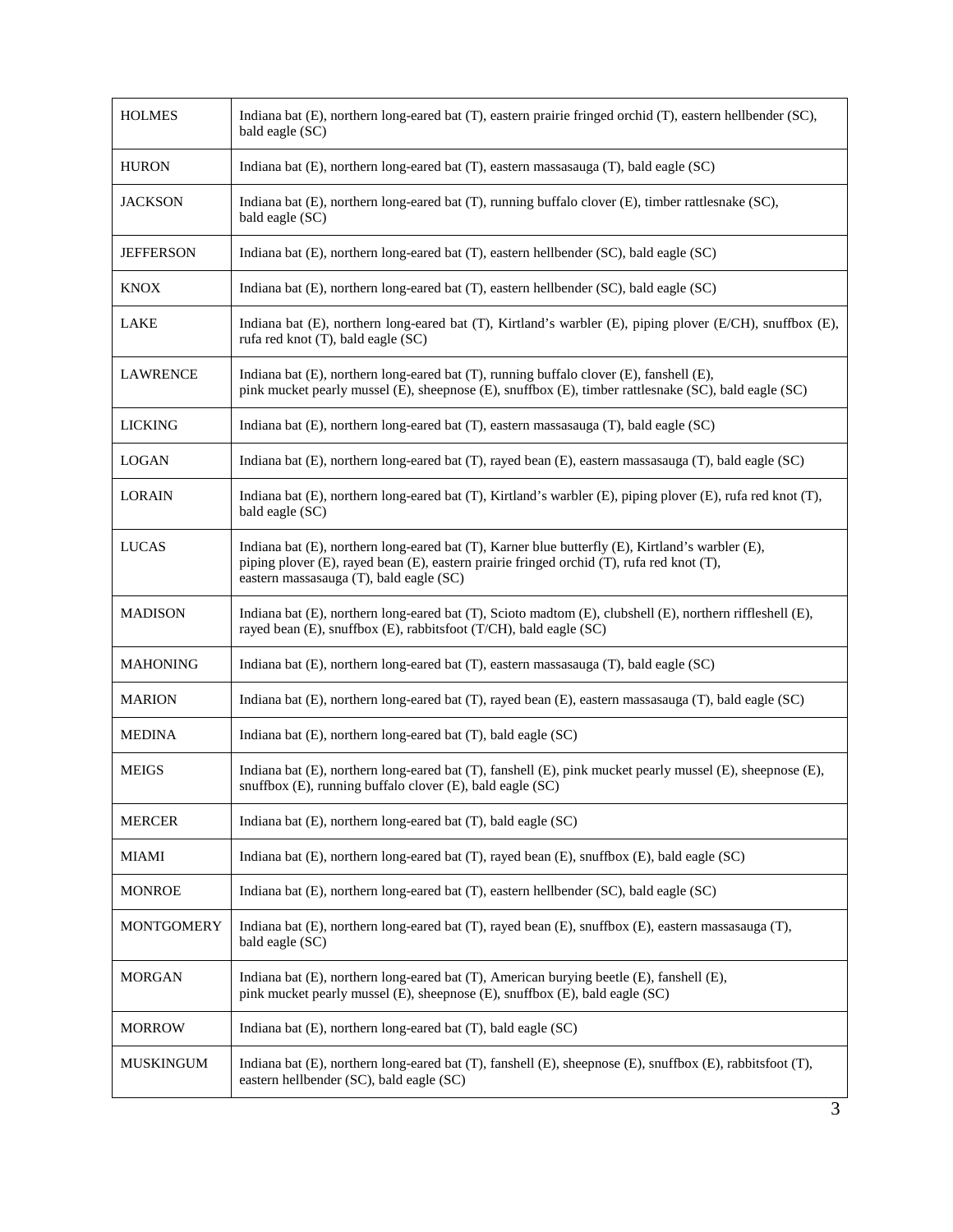| | |
|---|---|
| HOLMES | Indiana bat (E), northern long-eared bat (T), eastern prairie fringed orchid (T), eastern hellbender (SC), bald eagle (SC) |
| HURON | Indiana bat (E), northern long-eared bat (T), eastern massasauga (T), bald eagle (SC) |
| JACKSON | Indiana bat (E), northern long-eared bat (T), running buffalo clover (E), timber rattlesnake (SC), bald eagle (SC) |
| JEFFERSON | Indiana bat (E), northern long-eared bat (T), eastern hellbender (SC), bald eagle (SC) |
| KNOX | Indiana bat (E), northern long-eared bat (T), eastern hellbender (SC), bald eagle (SC) |
| LAKE | Indiana bat (E), northern long-eared bat (T), Kirtland's warbler (E), piping plover (E/CH), snuffbox (E), rufa red knot (T), bald eagle (SC) |
| LAWRENCE | Indiana bat (E), northern long-eared bat (T), running buffalo clover (E), fanshell (E), pink mucket pearly mussel (E), sheepnose (E), snuffbox (E), timber rattlesnake (SC), bald eagle (SC) |
| LICKING | Indiana bat (E), northern long-eared bat (T), eastern massasauga (T), bald eagle (SC) |
| LOGAN | Indiana bat (E), northern long-eared bat (T), rayed bean (E), eastern massasauga (T), bald eagle (SC) |
| LORAIN | Indiana bat (E), northern long-eared bat (T), Kirtland's warbler (E), piping plover (E), rufa red knot (T), bald eagle (SC) |
| LUCAS | Indiana bat (E), northern long-eared bat (T), Karner blue butterfly (E), Kirtland's warbler (E), piping plover (E), rayed bean (E), eastern prairie fringed orchid (T), rufa red knot (T), eastern massasauga (T), bald eagle (SC) |
| MADISON | Indiana bat (E), northern long-eared bat (T), Scioto madtom (E), clubshell (E), northern riffleshell (E), rayed bean (E), snuffbox (E), rabbitsfoot (T/CH), bald eagle (SC) |
| MAHONING | Indiana bat (E), northern long-eared bat (T), eastern massasauga (T), bald eagle (SC) |
| MARION | Indiana bat (E), northern long-eared bat (T), rayed bean (E), eastern massasauga (T), bald eagle (SC) |
| MEDINA | Indiana bat (E), northern long-eared bat (T), bald eagle (SC) |
| MEIGS | Indiana bat (E), northern long-eared bat (T), fanshell (E), pink mucket pearly mussel (E), sheepnose (E), snuffbox (E), running buffalo clover (E), bald eagle (SC) |
| MERCER | Indiana bat (E), northern long-eared bat (T), bald eagle (SC) |
| MIAMI | Indiana bat (E), northern long-eared bat (T), rayed bean (E), snuffbox (E), bald eagle (SC) |
| MONROE | Indiana bat (E), northern long-eared bat (T), eastern hellbender (SC), bald eagle (SC) |
| MONTGOMERY | Indiana bat (E), northern long-eared bat (T), rayed bean (E), snuffbox (E), eastern massasauga (T), bald eagle (SC) |
| MORGAN | Indiana bat (E), northern long-eared bat (T), American burying beetle (E), fanshell (E), pink mucket pearly mussel (E), sheepnose (E), snuffbox (E), bald eagle (SC) |
| MORROW | Indiana bat (E), northern long-eared bat (T), bald eagle (SC) |
| MUSKINGUM | Indiana bat (E), northern long-eared bat (T), fanshell (E), sheepnose (E), snuffbox (E), rabbitsfoot (T), eastern hellbender (SC), bald eagle (SC) |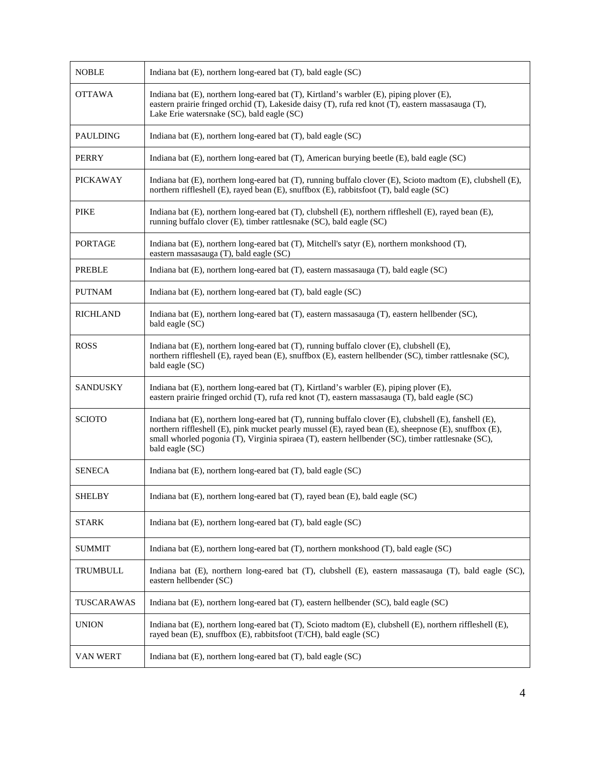| | |
|---|---|
| NOBLE | Indiana bat (E), northern long-eared bat (T), bald eagle (SC) |
| OTTAWA | Indiana bat (E), northern long-eared bat (T), Kirtland's warbler (E), piping plover (E), eastern prairie fringed orchid (T), Lakeside daisy (T), rufa red knot (T), eastern massasauga (T), Lake Erie watersnake (SC), bald eagle (SC) |
| PAULDING | Indiana bat (E), northern long-eared bat (T), bald eagle (SC) |
| PERRY | Indiana bat (E), northern long-eared bat (T), American burying beetle (E), bald eagle (SC) |
| PICKAWAY | Indiana bat (E), northern long-eared bat (T), running buffalo clover (E), Scioto madtom (E), clubshell (E), northern riffleshell (E), rayed bean (E), snuffbox (E), rabbitsfoot (T), bald eagle (SC) |
| PIKE | Indiana bat (E), northern long-eared bat (T), clubshell (E), northern riffleshell (E), rayed bean (E), running buffalo clover (E), timber rattlesnake (SC), bald eagle (SC) |
| PORTAGE | Indiana bat (E), northern long-eared bat (T), Mitchell's satyr (E), northern monkshood (T), eastern massasauga (T), bald eagle (SC) |
| PREBLE | Indiana bat (E), northern long-eared bat (T), eastern massasauga (T), bald eagle (SC) |
| PUTNAM | Indiana bat (E), northern long-eared bat (T), bald eagle (SC) |
| RICHLAND | Indiana bat (E), northern long-eared bat (T), eastern massasauga (T), eastern hellbender (SC), bald eagle (SC) |
| ROSS | Indiana bat (E), northern long-eared bat (T), running buffalo clover (E), clubshell (E), northern riffleshell (E), rayed bean (E), snuffbox (E), eastern hellbender (SC), timber rattlesnake (SC), bald eagle (SC) |
| SANDUSKY | Indiana bat (E), northern long-eared bat (T), Kirtland's warbler (E), piping plover (E), eastern prairie fringed orchid (T), rufa red knot (T), eastern massasauga (T), bald eagle (SC) |
| SCIOTO | Indiana bat (E), northern long-eared bat (T), running buffalo clover (E), clubshell (E), fanshell (E), northern riffleshell (E), pink mucket pearly mussel (E), rayed bean (E), sheepnose (E), snuffbox (E), small whorled pogonia (T), Virginia spiraea (T), eastern hellbender (SC), timber rattlesnake (SC), bald eagle (SC) |
| SENECA | Indiana bat (E), northern long-eared bat (T), bald eagle (SC) |
| SHELBY | Indiana bat (E), northern long-eared bat (T), rayed bean (E), bald eagle (SC) |
| STARK | Indiana bat (E), northern long-eared bat (T), bald eagle (SC) |
| SUMMIT | Indiana bat (E), northern long-eared bat (T), northern monkshood (T), bald eagle (SC) |
| TRUMBULL | Indiana bat (E), northern long-eared bat (T), clubshell (E), eastern massasauga (T), bald eagle (SC), eastern hellbender (SC) |
| TUSCARAWAS | Indiana bat (E), northern long-eared bat (T), eastern hellbender (SC), bald eagle (SC) |
| UNION | Indiana bat (E), northern long-eared bat (T), Scioto madtom (E), clubshell (E), northern riffleshell (E), rayed bean (E), snuffbox (E), rabbitsfoot (T/CH), bald eagle (SC) |
| VAN WERT | Indiana bat (E), northern long-eared bat (T), bald eagle (SC) |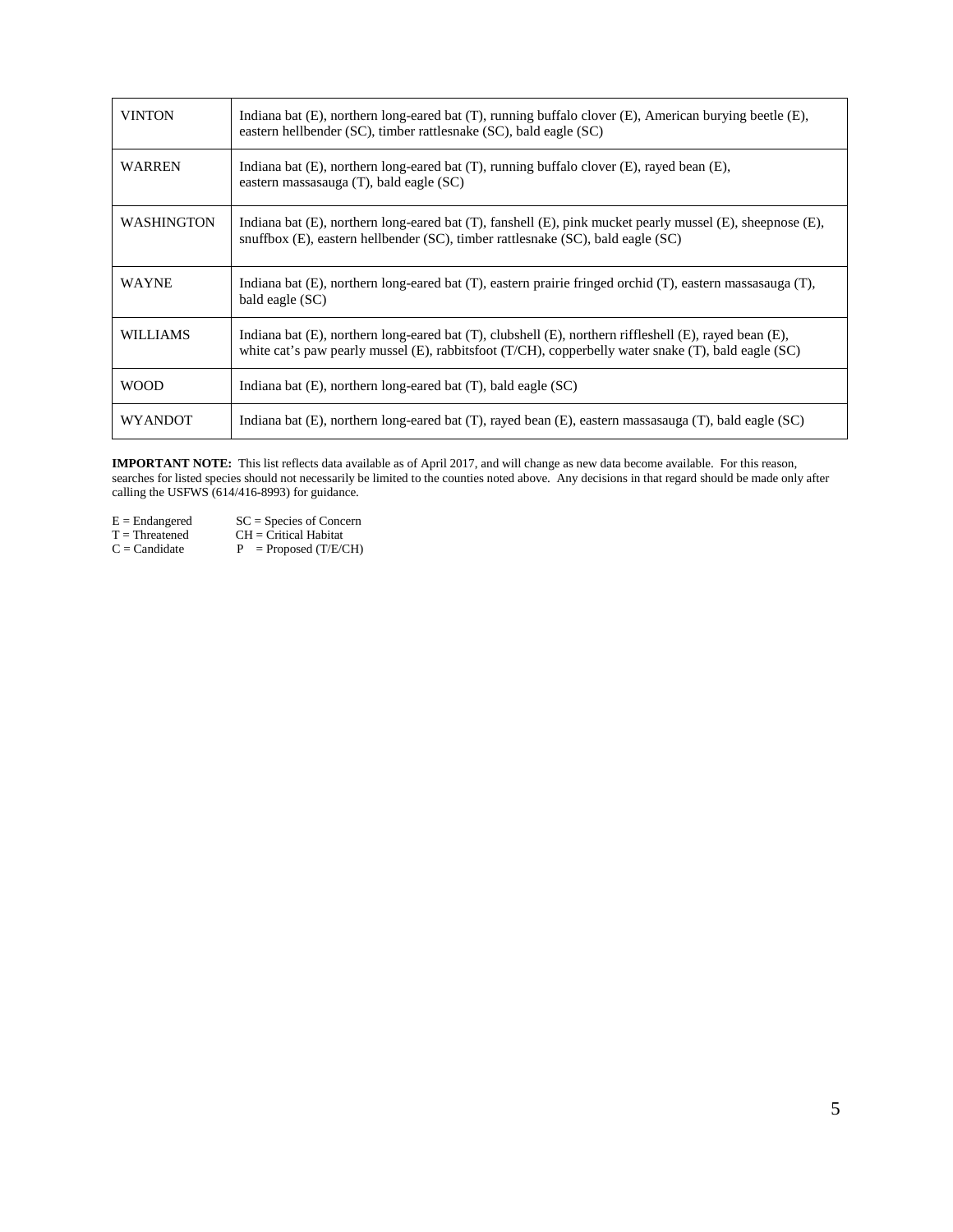| | |
|---|---|
| VINTON | Indiana bat (E), northern long-eared bat (T), running buffalo clover (E), American burying beetle (E), eastern hellbender (SC), timber rattlesnake (SC), bald eagle (SC) |
| WARREN | Indiana bat (E), northern long-eared bat (T), running buffalo clover (E), rayed bean (E), eastern massasauga (T), bald eagle (SC) |
| WASHINGTON | Indiana bat (E), northern long-eared bat (T), fanshell (E), pink mucket pearly mussel (E), sheepnose (E), snuffbox (E), eastern hellbender (SC), timber rattlesnake (SC), bald eagle (SC) |
| WAYNE | Indiana bat (E), northern long-eared bat (T), eastern prairie fringed orchid (T), eastern massasauga (T), bald eagle (SC) |
| WILLIAMS | Indiana bat (E), northern long-eared bat (T), clubshell (E), northern riffleshell (E), rayed bean (E), white cat's paw pearly mussel (E), rabbitsfoot (T/CH), copperbelly water snake (T), bald eagle (SC) |
| WOOD | Indiana bat (E), northern long-eared bat (T), bald eagle (SC) |
| WYANDOT | Indiana bat (E), northern long-eared bat (T), rayed bean (E), eastern massasauga (T), bald eagle (SC) |

**IMPORTANT NOTE:** This list reflects data available as of April 2017, and will change as new data become available. For this reason, searches for listed species should not necessarily be limited to the counties noted above. Any decisions in that regard should be made only after calling the USFWS (614/416-8993) for guidance.

E = Endangered    SC = Species of Concern
T = Threatened    CH = Critical Habitat
C = Candidate    P = Proposed (T/E/CH)